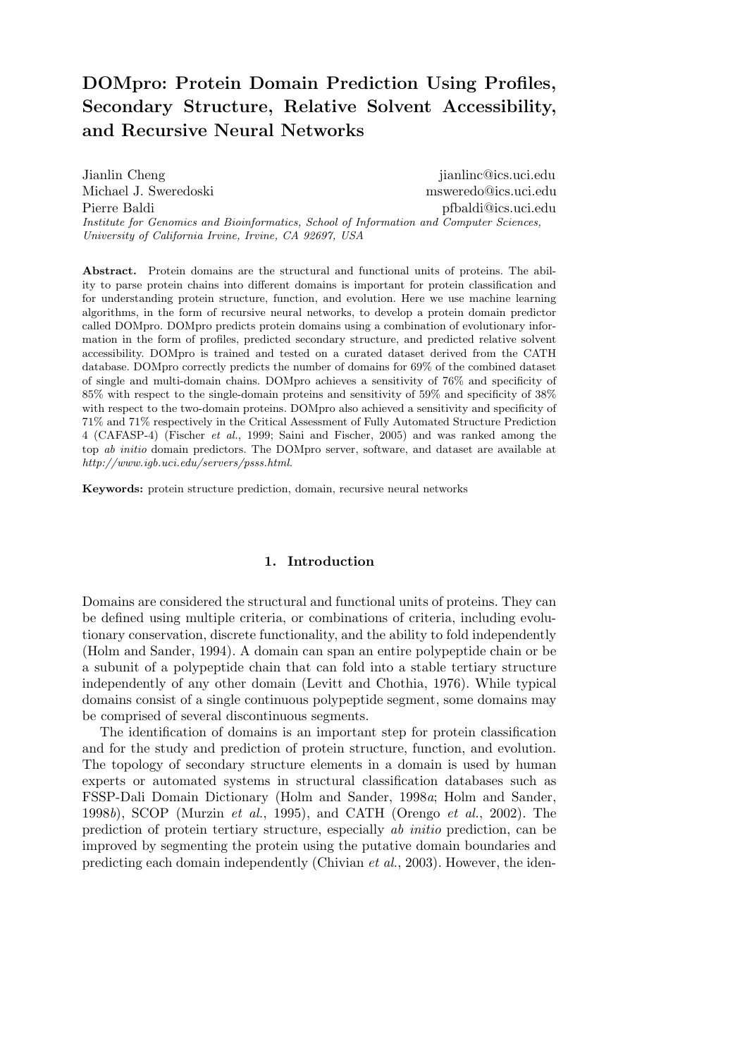# DOMpro: Protein Domain Prediction Using Profiles, Secondary Structure, Relative Solvent Accessibility, and Recursive Neural Networks

Jianlin Cheng jianlinc@ics.uci.edu
Michael J. Sweredoski msweredo@ics.uci.edu
Pierre Baldi pfbaldi@ics.uci.edu

*Institute for Genomics and Bioinformatics, School of Information and Computer Sciences, University of California Irvine, Irvine, CA 92697, USA*

**Abstract.** Protein domains are the structural and functional units of proteins. The ability to parse protein chains into different domains is important for protein classification and for understanding protein structure, function, and evolution. Here we use machine learning algorithms, in the form of recursive neural networks, to develop a protein domain predictor called DOMpro. DOMpro predicts protein domains using a combination of evolutionary information in the form of profiles, predicted secondary structure, and predicted relative solvent accessibility. DOMpro is trained and tested on a curated dataset derived from the CATH database. DOMpro correctly predicts the number of domains for 69% of the combined dataset of single and multi-domain chains. DOMpro achieves a sensitivity of 76% and specificity of 85% with respect to the single-domain proteins and sensitivity of 59% and specificity of 38% with respect to the two-domain proteins. DOMpro also achieved a sensitivity and specificity of 71% and 71% respectively in the Critical Assessment of Fully Automated Structure Prediction 4 (CAFASP-4) (Fischer *et al.*, 1999; Saini and Fischer, 2005) and was ranked among the top *ab initio* domain predictors. The DOMpro server, software, and dataset are available at *http://www.igb.uci.edu/servers/psss.html.*

**Keywords:** protein structure prediction, domain, recursive neural networks

## 1. Introduction

Domains are considered the structural and functional units of proteins. They can be defined using multiple criteria, or combinations of criteria, including evolutionary conservation, discrete functionality, and the ability to fold independently (Holm and Sander, 1994). A domain can span an entire polypeptide chain or be a subunit of a polypeptide chain that can fold into a stable tertiary structure independently of any other domain (Levitt and Chothia, 1976). While typical domains consist of a single continuous polypeptide segment, some domains may be comprised of several discontinuous segments.

The identification of domains is an important step for protein classification and for the study and prediction of protein structure, function, and evolution. The topology of secondary structure elements in a domain is used by human experts or automated systems in structural classification databases such as FSSP-Dali Domain Dictionary (Holm and Sander, 1998*a*; Holm and Sander, 1998*b*), SCOP (Murzin *et al.*, 1995), and CATH (Orengo *et al.*, 2002). The prediction of protein tertiary structure, especially *ab initio* prediction, can be improved by segmenting the protein using the putative domain boundaries and predicting each domain independently (Chivian *et al.*, 2003). However, the iden-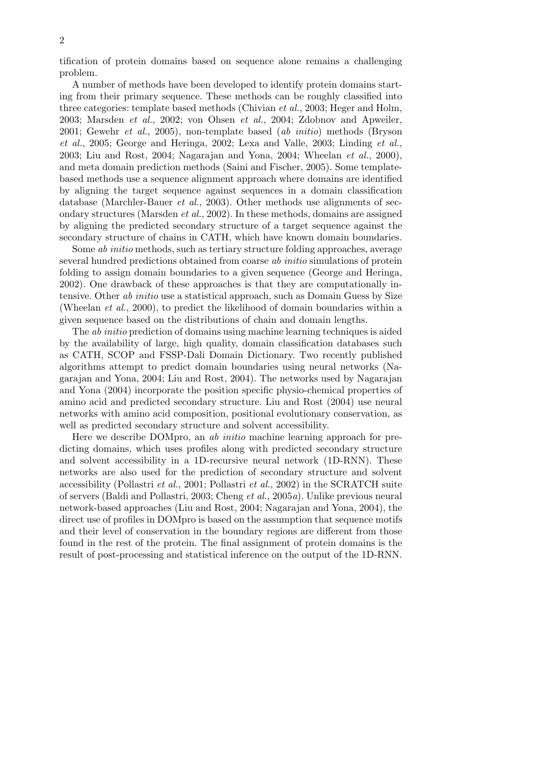tification of protein domains based on sequence alone remains a challenging problem.

A number of methods have been developed to identify protein domains starting from their primary sequence. These methods can be roughly classified into three categories: template based methods (Chivian *et al.*, 2003; Heger and Holm, 2003; Marsden *et al.*, 2002; von Ohsen *et al.*, 2004; Zdobnov and Apweiler, 2001; Gewehr *et al.*, 2005), non-template based (*ab initio*) methods (Bryson *et al.*, 2005; George and Heringa, 2002; Lexa and Valle, 2003; Linding *et al.*, 2003; Liu and Rost, 2004; Nagarajan and Yona, 2004; Wheelan *et al.*, 2000), and meta domain prediction methods (Saini and Fischer, 2005). Some template-based methods use a sequence alignment approach where domains are identified by aligning the target sequence against sequences in a domain classification database (Marchler-Bauer *et al.*, 2003). Other methods use alignments of secondary structures (Marsden *et al.*, 2002). In these methods, domains are assigned by aligning the predicted secondary structure of a target sequence against the secondary structure of chains in CATH, which have known domain boundaries.

Some *ab initio* methods, such as tertiary structure folding approaches, average several hundred predictions obtained from coarse *ab initio* simulations of protein folding to assign domain boundaries to a given sequence (George and Heringa, 2002). One drawback of these approaches is that they are computationally intensive. Other *ab initio* use a statistical approach, such as Domain Guess by Size (Wheelan *et al.*, 2000), to predict the likelihood of domain boundaries within a given sequence based on the distributions of chain and domain lengths.

The *ab initio* prediction of domains using machine learning techniques is aided by the availability of large, high quality, domain classification databases such as CATH, SCOP and FSSP-Dali Domain Dictionary. Two recently published algorithms attempt to predict domain boundaries using neural networks (Nagarajan and Yona, 2004; Liu and Rost, 2004). The networks used by Nagarajan and Yona (2004) incorporate the position specific physio-chemical properties of amino acid and predicted secondary structure. Liu and Rost (2004) use neural networks with amino acid composition, positional evolutionary conservation, as well as predicted secondary structure and solvent accessibility.

Here we describe DOMpro, an *ab initio* machine learning approach for predicting domains, which uses profiles along with predicted secondary structure and solvent accessibility in a 1D-recursive neural network (1D-RNN). These networks are also used for the prediction of secondary structure and solvent accessibility (Pollastri *et al.*, 2001; Pollastri *et al.*, 2002) in the SCRATCH suite of servers (Baldi and Pollastri, 2003; Cheng *et al.*, 2005*a*). Unlike previous neural network-based approaches (Liu and Rost, 2004; Nagarajan and Yona, 2004), the direct use of profiles in DOMpro is based on the assumption that sequence motifs and their level of conservation in the boundary regions are different from those found in the rest of the protein. The final assignment of protein domains is the result of post-processing and statistical inference on the output of the 1D-RNN.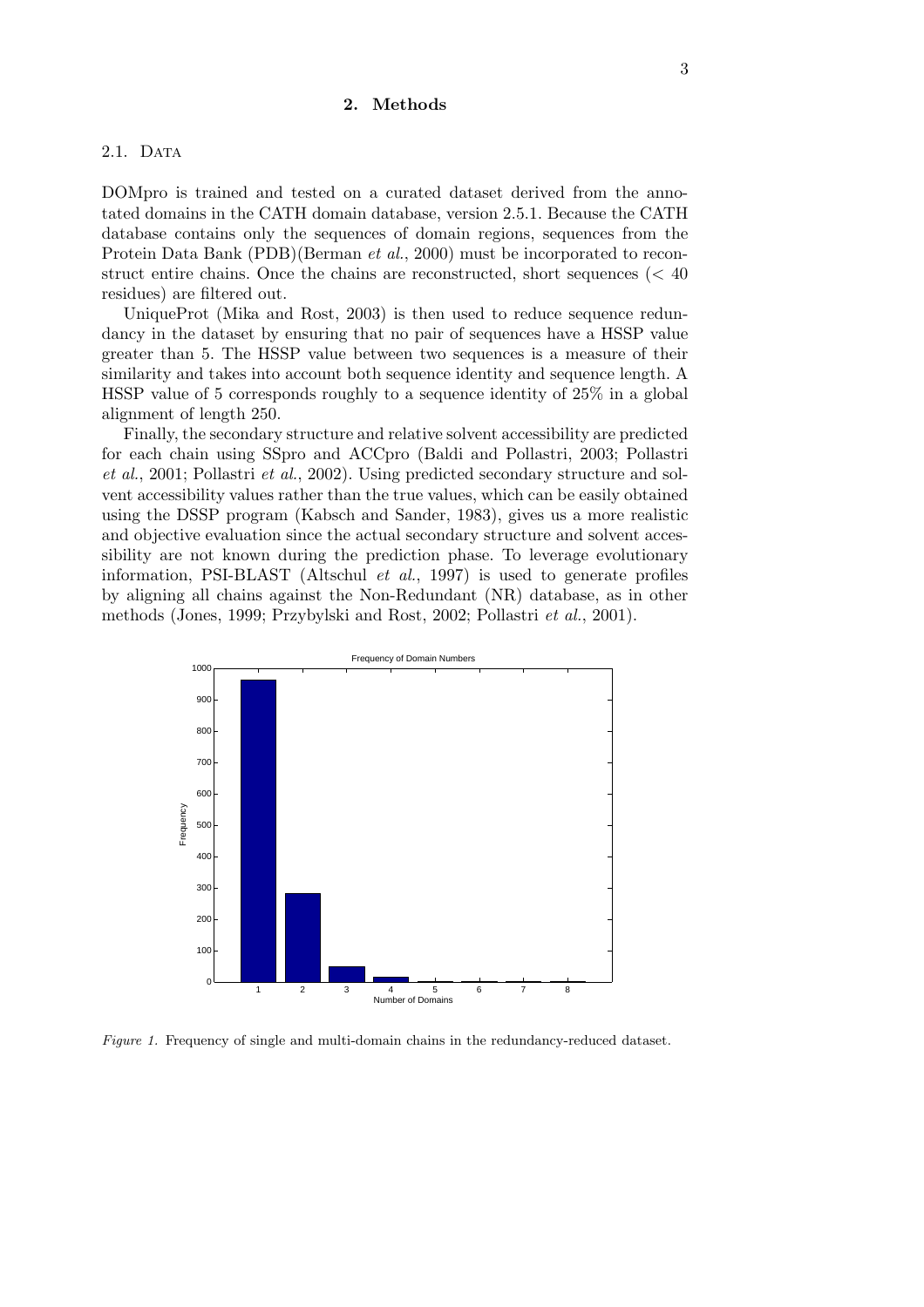## 2. Methods

### 2.1. Data

DOMpro is trained and tested on a curated dataset derived from the annotated domains in the CATH domain database, version 2.5.1. Because the CATH database contains only the sequences of domain regions, sequences from the Protein Data Bank (PDB)(Berman *et al.*, 2000) must be incorporated to reconstruct entire chains. Once the chains are reconstructed, short sequences ($< 40$ residues) are filtered out.

UniqueProt (Mika and Rost, 2003) is then used to reduce sequence redundancy in the dataset by ensuring that no pair of sequences have a HSSP value greater than 5. The HSSP value between two sequences is a measure of their similarity and takes into account both sequence identity and sequence length. A HSSP value of 5 corresponds roughly to a sequence identity of 25% in a global alignment of length 250.

Finally, the secondary structure and relative solvent accessibility are predicted for each chain using SSpro and ACCpro (Baldi and Pollastri, 2003; Pollastri *et al.*, 2001; Pollastri *et al.*, 2002). Using predicted secondary structure and solvent accessibility values rather than the true values, which can be easily obtained using the DSSP program (Kabsch and Sander, 1983), gives us a more realistic and objective evaluation since the actual secondary structure and solvent accessibility are not known during the prediction phase. To leverage evolutionary information, PSI-BLAST (Altschul *et al.*, 1997) is used to generate profiles by aligning all chains against the Non-Redundant (NR) database, as in other methods (Jones, 1999; Przybylski and Rost, 2002; Pollastri *et al.*, 2001).

*Figure 1.* Frequency of single and multi-domain chains in the redundancy-reduced dataset.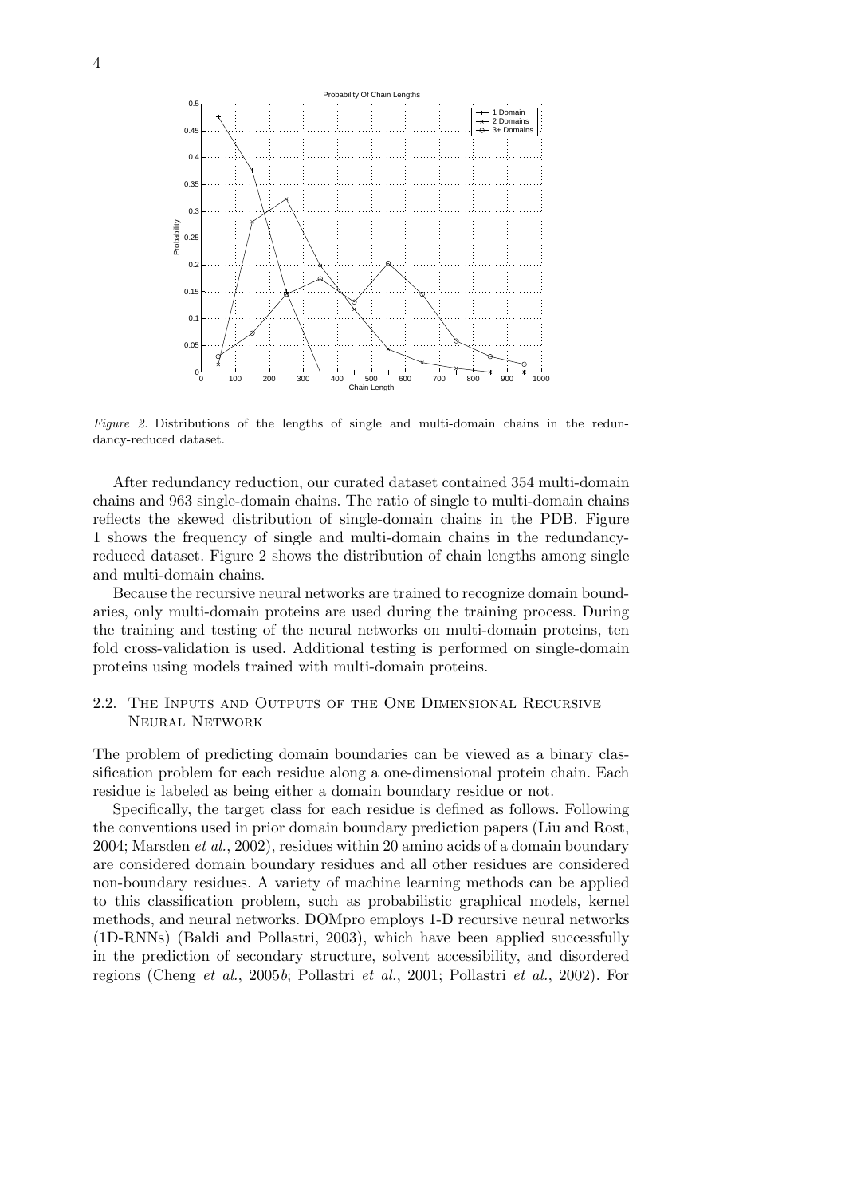*Figure 2.* Distributions of the lengths of single and multi-domain chains in the redundancy-reduced dataset.

After redundancy reduction, our curated dataset contained 354 multi-domain chains and 963 single-domain chains. The ratio of single to multi-domain chains reflects the skewed distribution of single-domain chains in the PDB. Figure 1 shows the frequency of single and multi-domain chains in the redundancy-reduced dataset. Figure 2 shows the distribution of chain lengths among single and multi-domain chains.

Because the recursive neural networks are trained to recognize domain boundaries, only multi-domain proteins are used during the training process. During the training and testing of the neural networks on multi-domain proteins, ten fold cross-validation is used. Additional testing is performed on single-domain proteins using models trained with multi-domain proteins.

## 2.2. The Inputs and Outputs of the One Dimensional Recursive Neural Network

The problem of predicting domain boundaries can be viewed as a binary classification problem for each residue along a one-dimensional protein chain. Each residue is labeled as being either a domain boundary residue or not.

Specifically, the target class for each residue is defined as follows. Following the conventions used in prior domain boundary prediction papers (Liu and Rost, 2004; Marsden *et al.*, 2002), residues within 20 amino acids of a domain boundary are considered domain boundary residues and all other residues are considered non-boundary residues. A variety of machine learning methods can be applied to this classification problem, such as probabilistic graphical models, kernel methods, and neural networks. DOMpro employs 1-D recursive neural networks (1D-RNNs) (Baldi and Pollastri, 2003), which have been applied successfully in the prediction of secondary structure, solvent accessibility, and disordered regions (Cheng *et al.*, 2005*b*; Pollastri *et al.*, 2001; Pollastri *et al.*, 2002). For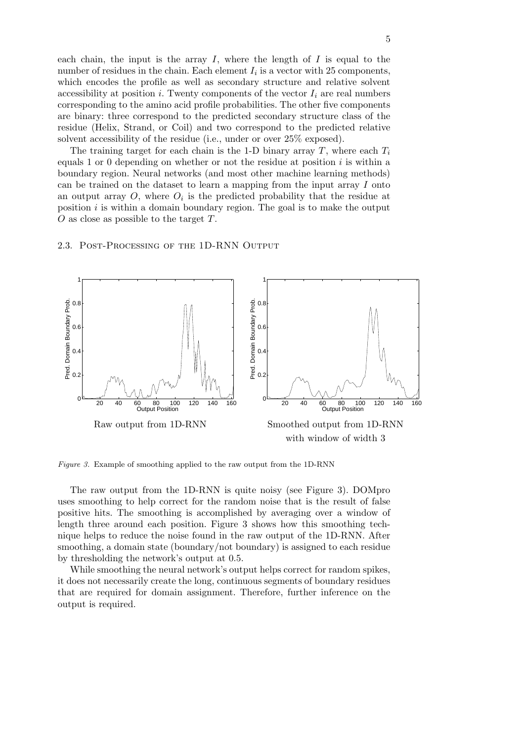each chain, the input is the array $I$, where the length of $I$ is equal to the number of residues in the chain. Each element $I_i$ is a vector with 25 components, which encodes the profile as well as secondary structure and relative solvent accessibility at position $i$. Twenty components of the vector $I_i$ are real numbers corresponding to the amino acid profile probabilities. The other five components are binary: three correspond to the predicted secondary structure class of the residue (Helix, Strand, or Coil) and two correspond to the predicted relative solvent accessibility of the residue (i.e., under or over 25% exposed).

The training target for each chain is the 1-D binary array $T$, where each $T_i$ equals 1 or 0 depending on whether or not the residue at position $i$ is within a boundary region. Neural networks (and most other machine learning methods) can be trained on the dataset to learn a mapping from the input array $I$ onto an output array $O$, where $O_i$ is the predicted probability that the residue at position $i$ is within a domain boundary region. The goal is to make the output $O$ as close as possible to the target $T$.

### 2.3. Post-Processing of the 1D-RNN Output

Raw output from 1D-RNN

Smoothed output from 1D-RNN with window of width 3

*Figure 3.* Example of smoothing applied to the raw output from the 1D-RNN

The raw output from the 1D-RNN is quite noisy (see Figure 3). DOMpro uses smoothing to help correct for the random noise that is the result of false positive hits. The smoothing is accomplished by averaging over a window of length three around each position. Figure 3 shows how this smoothing technique helps to reduce the noise found in the raw output of the 1D-RNN. After smoothing, a domain state (boundary/not boundary) is assigned to each residue by thresholding the network's output at 0.5.

While smoothing the neural network's output helps correct for random spikes, it does not necessarily create the long, continuous segments of boundary residues that are required for domain assignment. Therefore, further inference on the output is required.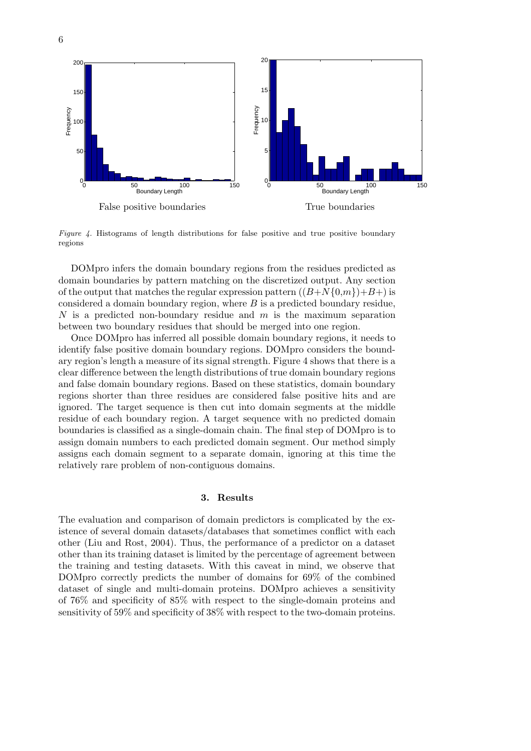False positive boundaries

True boundaries

*Figure 4.* Histograms of length distributions for false positive and true positive boundary regions

DOMpro infers the domain boundary regions from the residues predicted as domain boundaries by pattern matching on the discretized output. Any section of the output that matches the regular expression pattern $((B+N\{0,m\})+B+)$ is considered a domain boundary region, where $B$ is a predicted boundary residue, $N$ is a predicted non-boundary residue and $m$ is the maximum separation between two boundary residues that should be merged into one region.

Once DOMpro has inferred all possible domain boundary regions, it needs to identify false positive domain boundary regions. DOMpro considers the boundary region's length a measure of its signal strength. Figure 4 shows that there is a clear difference between the length distributions of true domain boundary regions and false domain boundary regions. Based on these statistics, domain boundary regions shorter than three residues are considered false positive hits and are ignored. The target sequence is then cut into domain segments at the middle residue of each boundary region. A target sequence with no predicted domain boundaries is classified as a single-domain chain. The final step of DOMpro is to assign domain numbers to each predicted domain segment. Our method simply assigns each domain segment to a separate domain, ignoring at this time the relatively rare problem of non-contiguous domains.

## 3. Results

The evaluation and comparison of domain predictors is complicated by the existence of several domain datasets/databases that sometimes conflict with each other (Liu and Rost, 2004). Thus, the performance of a predictor on a dataset other than its training dataset is limited by the percentage of agreement between the training and testing datasets. With this caveat in mind, we observe that DOMpro correctly predicts the number of domains for 69% of the combined dataset of single and multi-domain proteins. DOMpro achieves a sensitivity of 76% and specificity of 85% with respect to the single-domain proteins and sensitivity of 59% and specificity of 38% with respect to the two-domain proteins.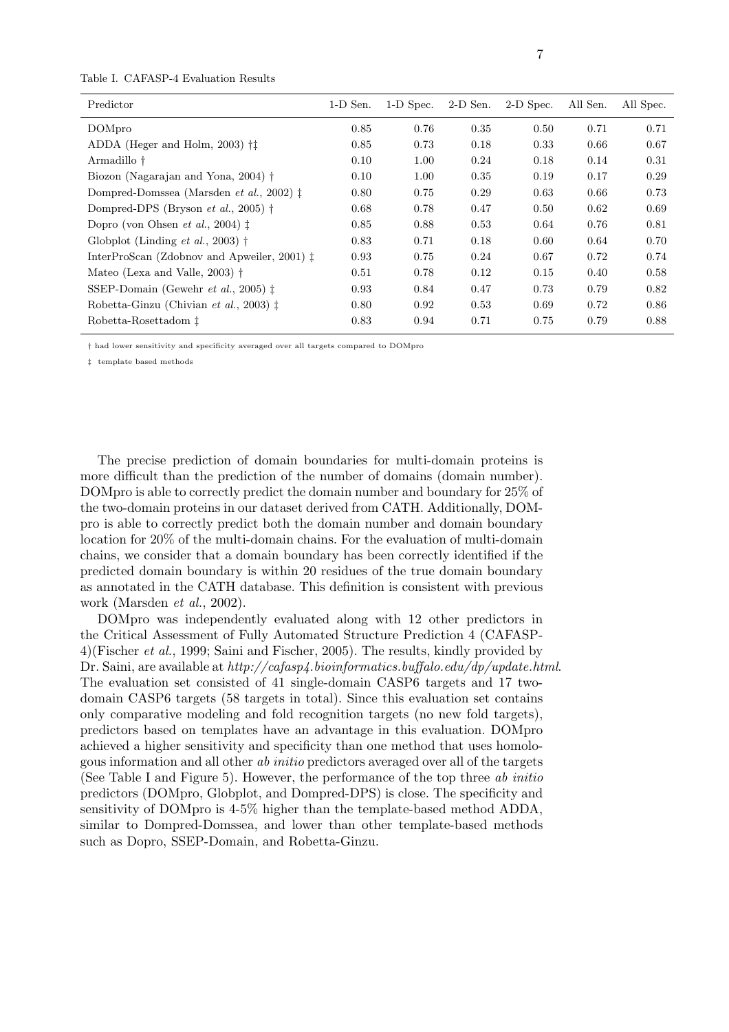Table I. CAFASP-4 Evaluation Results

| Predictor | 1-D Sen. | 1-D Spec. | 2-D Sen. | 2-D Spec. | All Sen. | All Spec. |
|---|---|---|---|---|---|---|
| DOMpro | 0.85 | 0.76 | 0.35 | 0.50 | 0.71 | 0.71 |
| ADDA (Heger and Holm, 2003) †‡ | 0.85 | 0.73 | 0.18 | 0.33 | 0.66 | 0.67 |
| Armadillo † | 0.10 | 1.00 | 0.24 | 0.18 | 0.14 | 0.31 |
| Biozon (Nagarajan and Yona, 2004) † | 0.10 | 1.00 | 0.35 | 0.19 | 0.17 | 0.29 |
| Dompred-Domssea (Marsden *et al.*, 2002) ‡ | 0.80 | 0.75 | 0.29 | 0.63 | 0.66 | 0.73 |
| Dompred-DPS (Bryson *et al.*, 2005) † | 0.68 | 0.78 | 0.47 | 0.50 | 0.62 | 0.69 |
| Dopro (von Ohsen *et al.*, 2004) ‡ | 0.85 | 0.88 | 0.53 | 0.64 | 0.76 | 0.81 |
| Globplot (Linding *et al.*, 2003) † | 0.83 | 0.71 | 0.18 | 0.60 | 0.64 | 0.70 |
| InterProScan (Zdobnov and Apweiler, 2001) ‡ | 0.93 | 0.75 | 0.24 | 0.67 | 0.72 | 0.74 |
| Mateo (Lexa and Valle, 2003) † | 0.51 | 0.78 | 0.12 | 0.15 | 0.40 | 0.58 |
| SSEP-Domain (Gewehr *et al.*, 2005) ‡ | 0.93 | 0.84 | 0.47 | 0.73 | 0.79 | 0.82 |
| Robetta-Ginzu (Chivian *et al.*, 2003) ‡ | 0.80 | 0.92 | 0.53 | 0.69 | 0.72 | 0.86 |
| Robetta-Rosettadom ‡ | 0.83 | 0.94 | 0.71 | 0.75 | 0.79 | 0.88 |

† had lower sensitivity and specificity averaged over all targets compared to DOMpro

‡ template based methods

The precise prediction of domain boundaries for multi-domain proteins is more difficult than the prediction of the number of domains (domain number). DOMpro is able to correctly predict the domain number and boundary for 25% of the two-domain proteins in our dataset derived from CATH. Additionally, DOMpro is able to correctly predict both the domain number and domain boundary location for 20% of the multi-domain chains. For the evaluation of multi-domain chains, we consider that a domain boundary has been correctly identified if the predicted domain boundary is within 20 residues of the true domain boundary as annotated in the CATH database. This definition is consistent with previous work (Marsden *et al.*, 2002).

DOMpro was independently evaluated along with 12 other predictors in the Critical Assessment of Fully Automated Structure Prediction 4 (CAFASP-4)(Fischer *et al.*, 1999; Saini and Fischer, 2005). The results, kindly provided by Dr. Saini, are available at *http://cafasp4.bioinformatics.buffalo.edu/dp/update.html*. The evaluation set consisted of 41 single-domain CASP6 targets and 17 two-domain CASP6 targets (58 targets in total). Since this evaluation set contains only comparative modeling and fold recognition targets (no new fold targets), predictors based on templates have an advantage in this evaluation. DOMpro achieved a higher sensitivity and specificity than one method that uses homologous information and all other *ab initio* predictors averaged over all of the targets (See Table I and Figure 5). However, the performance of the top three *ab initio* predictors (DOMpro, Globplot, and Dompred-DPS) is close. The specificity and sensitivity of DOMpro is 4-5% higher than the template-based method ADDA, similar to Dompred-Domssea, and lower than other template-based methods such as Dopro, SSEP-Domain, and Robetta-Ginzu.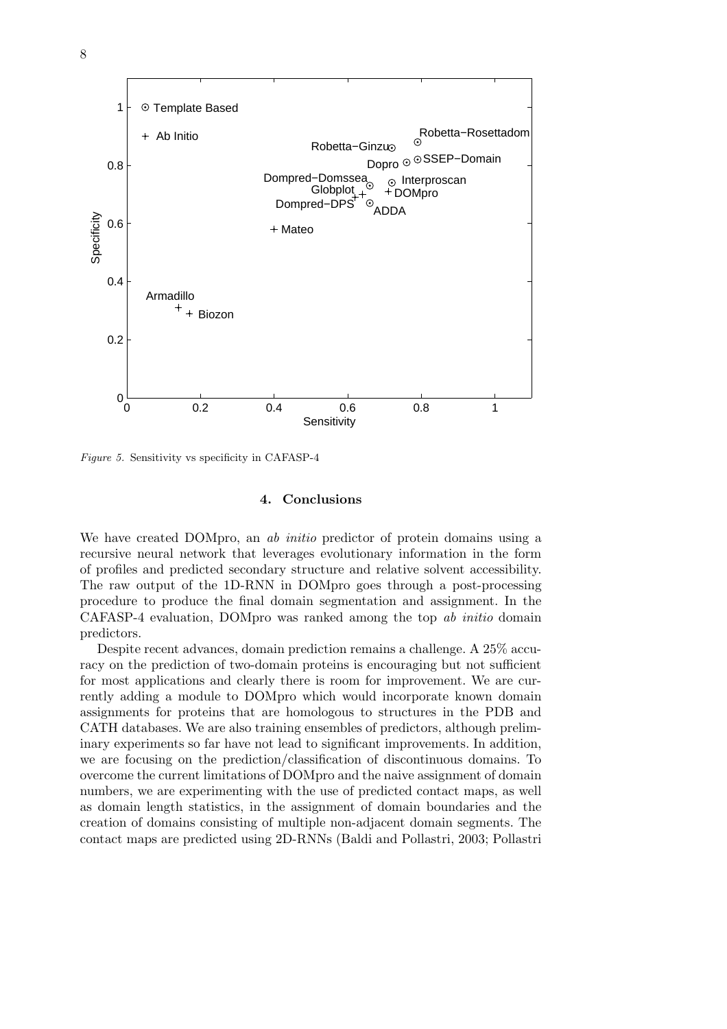Figure 5. Sensitivity vs specificity in CAFASP-4

## 4. Conclusions

We have created DOMpro, an *ab initio* predictor of protein domains using a recursive neural network that leverages evolutionary information in the form of profiles and predicted secondary structure and relative solvent accessibility. The raw output of the 1D-RNN in DOMpro goes through a post-processing procedure to produce the final domain segmentation and assignment. In the CAFASP-4 evaluation, DOMpro was ranked among the top *ab initio* domain predictors.

Despite recent advances, domain prediction remains a challenge. A 25% accuracy on the prediction of two-domain proteins is encouraging but not sufficient for most applications and clearly there is room for improvement. We are currently adding a module to DOMpro which would incorporate known domain assignments for proteins that are homologous to structures in the PDB and CATH databases. We are also training ensembles of predictors, although preliminary experiments so far have not lead to significant improvements. In addition, we are focusing on the prediction/classification of discontinuous domains. To overcome the current limitations of DOMpro and the naive assignment of domain numbers, we are experimenting with the use of predicted contact maps, as well as domain length statistics, in the assignment of domain boundaries and the creation of domains consisting of multiple non-adjacent domain segments. The contact maps are predicted using 2D-RNNs (Baldi and Pollastri, 2003; Pollastri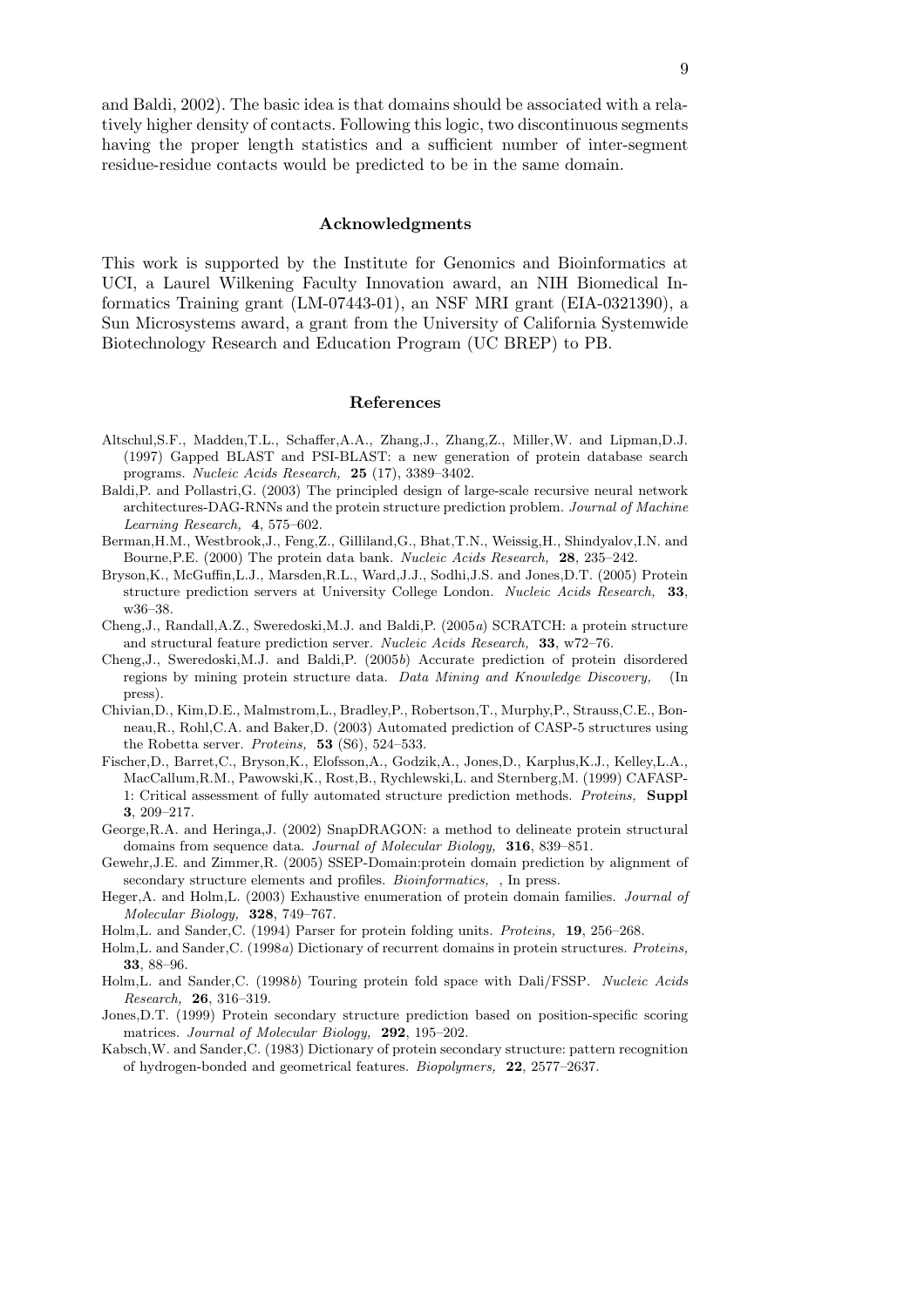and Baldi, 2002). The basic idea is that domains should be associated with a relatively higher density of contacts. Following this logic, two discontinuous segments having the proper length statistics and a sufficient number of inter-segment residue-residue contacts would be predicted to be in the same domain.

## Acknowledgments

This work is supported by the Institute for Genomics and Bioinformatics at UCI, a Laurel Wilkening Faculty Innovation award, an NIH Biomedical Informatics Training grant (LM-07443-01), an NSF MRI grant (EIA-0321390), a Sun Microsystems award, a grant from the University of California Systemwide Biotechnology Research and Education Program (UC BREP) to PB.

## References

Altschul,S.F., Madden,T.L., Schaffer,A.A., Zhang,J., Zhang,Z., Miller,W. and Lipman,D.J. (1997) Gapped BLAST and PSI-BLAST: a new generation of protein database search programs. *Nucleic Acids Research,* **25** (17), 3389–3402.

Baldi,P. and Pollastri,G. (2003) The principled design of large-scale recursive neural network architectures-DAG-RNNs and the protein structure prediction problem. *Journal of Machine Learning Research,* **4**, 575–602.

Berman,H.M., Westbrook,J., Feng,Z., Gilliland,G., Bhat,T.N., Weissig,H., Shindyalov,I.N. and Bourne,P.E. (2000) The protein data bank. *Nucleic Acids Research,* **28**, 235–242.

Bryson,K., McGuffin,L.J., Marsden,R.L., Ward,J.J., Sodhi,J.S. and Jones,D.T. (2005) Protein structure prediction servers at University College London. *Nucleic Acids Research,* **33**, w36–38.

Cheng,J., Randall,A.Z., Sweredoski,M.J. and Baldi,P. (2005*a*) SCRATCH: a protein structure and structural feature prediction server. *Nucleic Acids Research,* **33**, w72–76.

Cheng,J., Sweredoski,M.J. and Baldi,P. (2005*b*) Accurate prediction of protein disordered regions by mining protein structure data. *Data Mining and Knowledge Discovery,* (In press).

Chivian,D., Kim,D.E., Malmstrom,L., Bradley,P., Robertson,T., Murphy,P., Strauss,C.E., Bonneau,R., Rohl,C.A. and Baker,D. (2003) Automated prediction of CASP-5 structures using the Robetta server. *Proteins,* **53** (S6), 524–533.

Fischer,D., Barret,C., Bryson,K., Elofsson,A., Godzik,A., Jones,D., Karplus,K.J., Kelley,L.A., MacCallum,R.M., Pawowski,K., Rost,B., Rychlewski,L. and Sternberg,M. (1999) CAFASP-1: Critical assessment of fully automated structure prediction methods. *Proteins,* **Suppl 3**, 209–217.

George,R.A. and Heringa,J. (2002) SnapDRAGON: a method to delineate protein structural domains from sequence data. *Journal of Molecular Biology,* **316**, 839–851.

Gewehr,J.E. and Zimmer,R. (2005) SSEP-Domain:protein domain prediction by alignment of secondary structure elements and profiles. *Bioinformatics,* , In press.

Heger,A. and Holm,L. (2003) Exhaustive enumeration of protein domain families. *Journal of Molecular Biology,* **328**, 749–767.

Holm,L. and Sander,C. (1994) Parser for protein folding units. *Proteins,* **19**, 256–268.

Holm,L. and Sander,C. (1998*a*) Dictionary of recurrent domains in protein structures. *Proteins,* **33**, 88–96.

Holm,L. and Sander,C. (1998*b*) Touring protein fold space with Dali/FSSP. *Nucleic Acids Research,* **26**, 316–319.

Jones,D.T. (1999) Protein secondary structure prediction based on position-specific scoring matrices. *Journal of Molecular Biology,* **292**, 195–202.

Kabsch,W. and Sander,C. (1983) Dictionary of protein secondary structure: pattern recognition of hydrogen-bonded and geometrical features. *Biopolymers,* **22**, 2577–2637.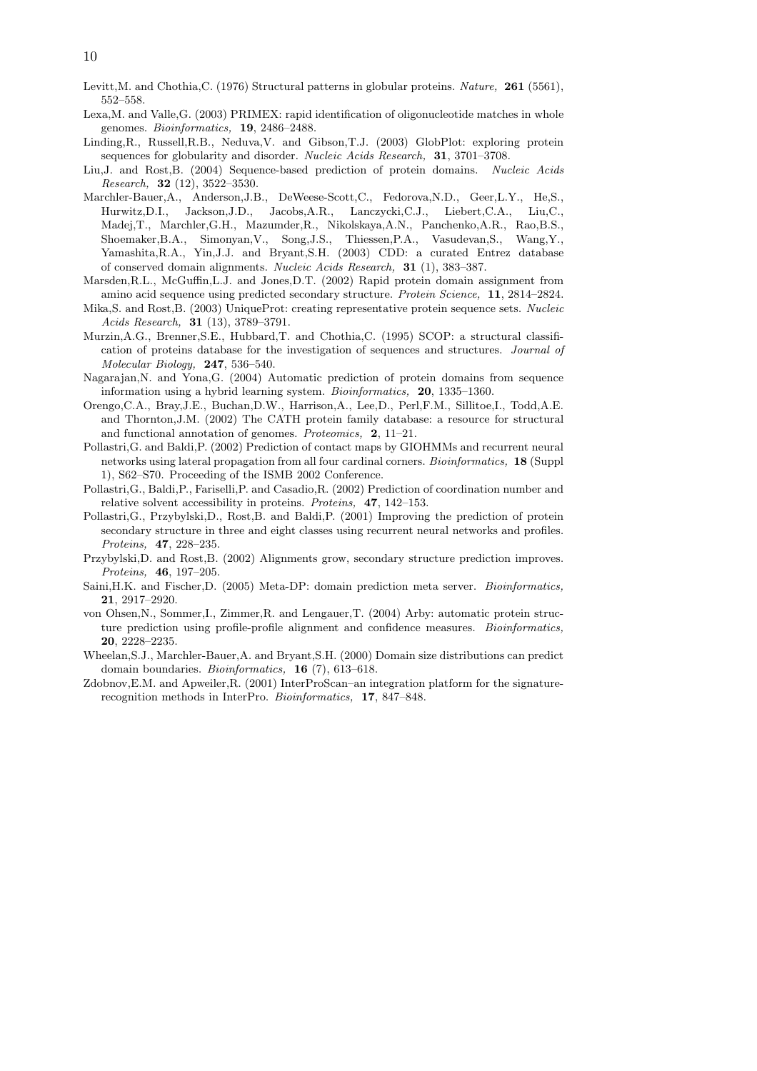Levitt,M. and Chothia,C. (1976) Structural patterns in globular proteins. *Nature,* **261** (5561), 552–558.

Lexa,M. and Valle,G. (2003) PRIMEX: rapid identification of oligonucleotide matches in whole genomes. *Bioinformatics,* **19**, 2486–2488.

Linding,R., Russell,R.B., Neduva,V. and Gibson,T.J. (2003) GlobPlot: exploring protein sequences for globularity and disorder. *Nucleic Acids Research,* **31**, 3701–3708.

Liu,J. and Rost,B. (2004) Sequence-based prediction of protein domains. *Nucleic Acids Research,* **32** (12), 3522–3530.

Marchler-Bauer,A., Anderson,J.B., DeWeese-Scott,C., Fedorova,N.D., Geer,L.Y., He,S., Hurwitz,D.I., Jackson,J.D., Jacobs,A.R., Lanczycki,C.J., Liebert,C.A., Liu,C., Madej,T., Marchler,G.H., Mazumder,R., Nikolskaya,A.N., Panchenko,A.R., Rao,B.S., Shoemaker,B.A., Simonyan,V., Song,J.S., Thiessen,P.A., Vasudevan,S., Wang,Y., Yamashita,R.A., Yin,J.J. and Bryant,S.H. (2003) CDD: a curated Entrez database of conserved domain alignments. *Nucleic Acids Research,* **31** (1), 383–387.

Marsden,R.L., McGuffin,L.J. and Jones,D.T. (2002) Rapid protein domain assignment from amino acid sequence using predicted secondary structure. *Protein Science,* **11**, 2814–2824.

Mika,S. and Rost,B. (2003) UniqueProt: creating representative protein sequence sets. *Nucleic Acids Research,* **31** (13), 3789–3791.

Murzin,A.G., Brenner,S.E., Hubbard,T. and Chothia,C. (1995) SCOP: a structural classification of proteins database for the investigation of sequences and structures. *Journal of Molecular Biology,* **247**, 536–540.

Nagarajan,N. and Yona,G. (2004) Automatic prediction of protein domains from sequence information using a hybrid learning system. *Bioinformatics,* **20**, 1335–1360.

Orengo,C.A., Bray,J.E., Buchan,D.W., Harrison,A., Lee,D., Perl,F.M., Sillitoe,I., Todd,A.E. and Thornton,J.M. (2002) The CATH protein family database: a resource for structural and functional annotation of genomes. *Proteomics,* **2**, 11–21.

Pollastri,G. and Baldi,P. (2002) Prediction of contact maps by GIOHMMs and recurrent neural networks using lateral propagation from all four cardinal corners. *Bioinformatics,* **18** (Suppl 1), S62–S70. Proceeding of the ISMB 2002 Conference.

Pollastri,G., Baldi,P., Fariselli,P. and Casadio,R. (2002) Prediction of coordination number and relative solvent accessibility in proteins. *Proteins,* **47**, 142–153.

Pollastri,G., Przybylski,D., Rost,B. and Baldi,P. (2001) Improving the prediction of protein secondary structure in three and eight classes using recurrent neural networks and profiles. *Proteins,* **47**, 228–235.

Przybylski,D. and Rost,B. (2002) Alignments grow, secondary structure prediction improves. *Proteins,* **46**, 197–205.

Saini,H.K. and Fischer,D. (2005) Meta-DP: domain prediction meta server. *Bioinformatics,* **21**, 2917–2920.

von Ohsen,N., Sommer,I., Zimmer,R. and Lengauer,T. (2004) Arby: automatic protein structure prediction using profile-profile alignment and confidence measures. *Bioinformatics,* **20**, 2228–2235.

Wheelan,S.J., Marchler-Bauer,A. and Bryant,S.H. (2000) Domain size distributions can predict domain boundaries. *Bioinformatics,* **16** (7), 613–618.

Zdobnov,E.M. and Apweiler,R. (2001) InterProScan–an integration platform for the signature-recognition methods in InterPro. *Bioinformatics,* **17**, 847–848.